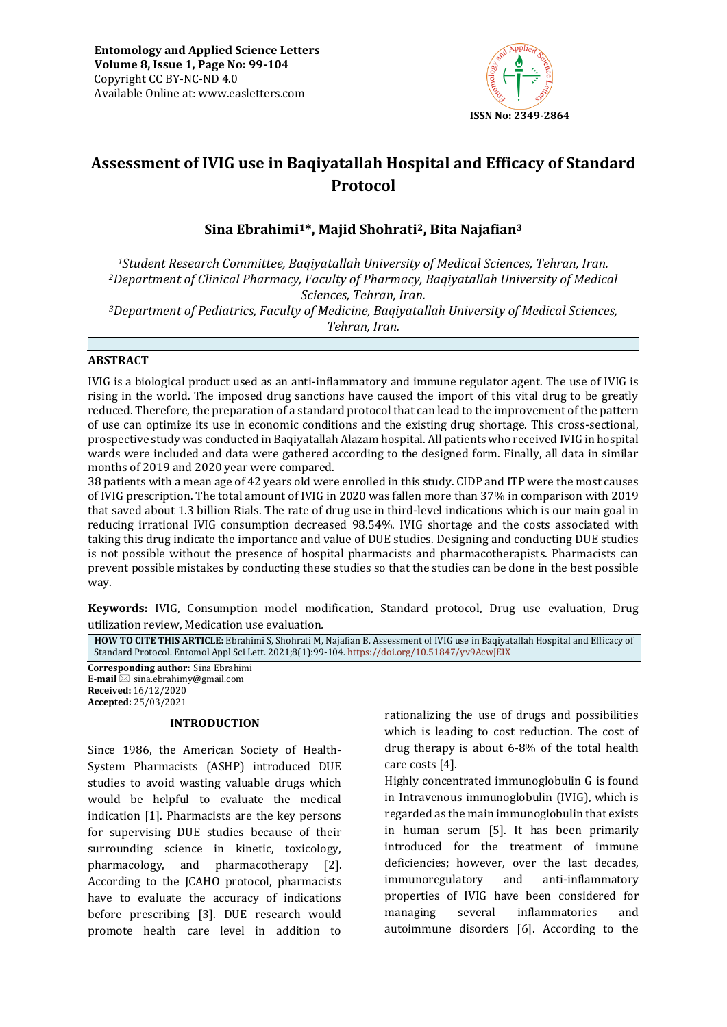# Assessment of IVIG use in Baqiyatallah Hospital and Efficacy of Standard Protocol

**Sina Ebrahimi[1]\*, Majid Shohrati[2], Bita Najafian[3]**

*[1]Student Research Committee, Baqiyatallah University of Medical Sciences, Tehran, Iran.*
*[2]Department of Clinical Pharmacy, Faculty of Pharmacy, Baqiyatallah University of Medical Sciences, Tehran, Iran.*
*[3]Department of Pediatrics, Faculty of Medicine, Baqiyatallah University of Medical Sciences, Tehran, Iran.*

## ABSTRACT

IVIG is a biological product used as an anti-inflammatory and immune regulator agent. The use of IVIG is rising in the world. The imposed drug sanctions have caused the import of this vital drug to be greatly reduced. Therefore, the preparation of a standard protocol that can lead to the improvement of the pattern of use can optimize its use in economic conditions and the existing drug shortage. This cross-sectional, prospective study was conducted in Baqiyatallah Alazam hospital. All patients who received IVIG in hospital wards were included and data were gathered according to the designed form. Finally, all data in similar months of 2019 and 2020 year were compared.

38 patients with a mean age of 42 years old were enrolled in this study. CIDP and ITP were the most causes of IVIG prescription. The total amount of IVIG in 2020 was fallen more than 37% in comparison with 2019 that saved about 1.3 billion Rials. The rate of drug use in third-level indications which is our main goal in reducing irrational IVIG consumption decreased 98.54%. IVIG shortage and the costs associated with taking this drug indicate the importance and value of DUE studies. Designing and conducting DUE studies is not possible without the presence of hospital pharmacists and pharmacotherapists. Pharmacists can prevent possible mistakes by conducting these studies so that the studies can be done in the best possible way.

**Keywords:** IVIG, Consumption model modification, Standard protocol, Drug use evaluation, Drug utilization review, Medication use evaluation*.*

**HOW TO CITE THIS ARTICLE:** Ebrahimi S, Shohrati M, Najafian B. Assessment of IVIG use in Baqiyatallah Hospital and Efficacy of Standard Protocol. Entomol Appl Sci Lett. 2021;8(1):99-104. https://doi.org/10.51847/yv9AcwJEIX

**Corresponding author:** Sina Ebrahimi
**E-mail** sina.ebrahimy@gmail.com
**Received:** 16/12/2020
**Accepted:** 25/03/2021

## INTRODUCTION

Since 1986, the American Society of Health-System Pharmacists (ASHP) introduced DUE studies to avoid wasting valuable drugs which would be helpful to evaluate the medical indication [1]. Pharmacists are the key persons for supervising DUE studies because of their surrounding science in kinetic, toxicology, pharmacology, and pharmacotherapy [2]. According to the JCAHO protocol, pharmacists have to evaluate the accuracy of indications before prescribing [3]. DUE research would promote health care level in addition to rationalizing the use of drugs and possibilities which is leading to cost reduction. The cost of drug therapy is about 6-8% of the total health care costs [4].

Highly concentrated immunoglobulin G is found in Intravenous immunoglobulin (IVIG), which is regarded as the main immunoglobulin that exists in human serum [5]. It has been primarily introduced for the treatment of immune deficiencies; however, over the last decades, immunoregulatory and anti-inflammatory properties of IVIG have been considered for managing several inflammatories and autoimmune disorders [6]. According to the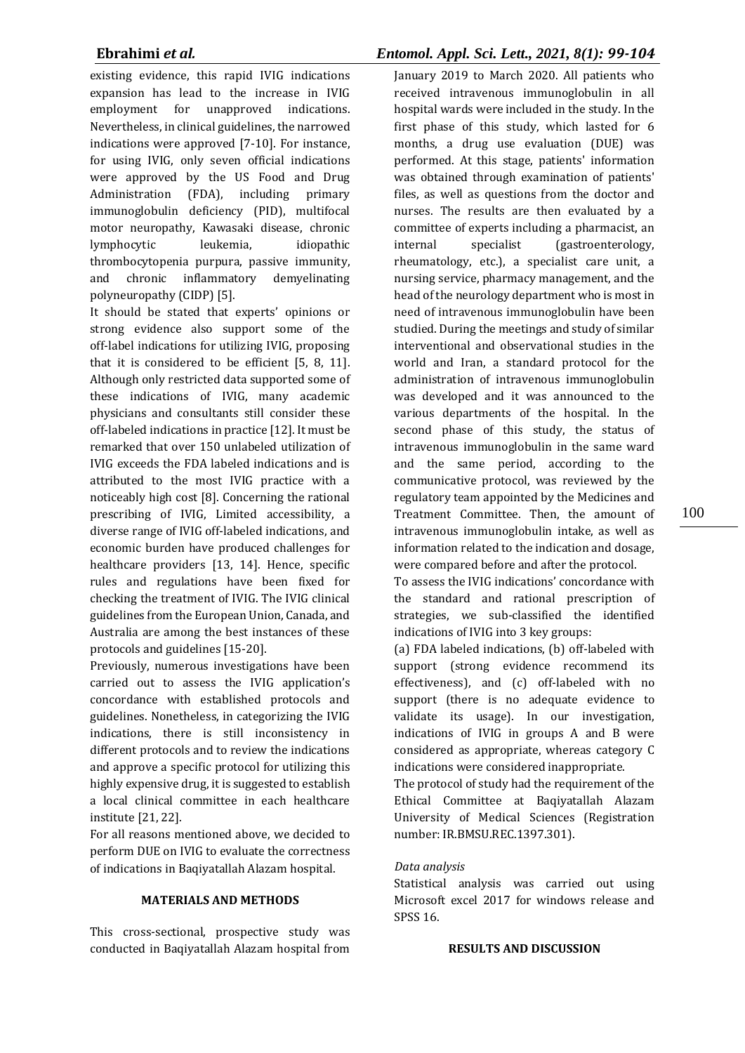existing evidence, this rapid IVIG indications expansion has lead to the increase in IVIG employment for unapproved indications. Nevertheless, in clinical guidelines, the narrowed indications were approved [7-10]. For instance, for using IVIG, only seven official indications were approved by the US Food and Drug Administration (FDA), including primary immunoglobulin deficiency (PID), multifocal motor neuropathy, Kawasaki disease, chronic lymphocytic leukemia, idiopathic thrombocytopenia purpura, passive immunity, and chronic inflammatory demyelinating polyneuropathy (CIDP) [5].

It should be stated that experts' opinions or strong evidence also support some of the off-label indications for utilizing IVIG, proposing that it is considered to be efficient [5, 8, 11]. Although only restricted data supported some of these indications of IVIG, many academic physicians and consultants still consider these off-labeled indications in practice [12]. It must be remarked that over 150 unlabeled utilization of IVIG exceeds the FDA labeled indications and is attributed to the most IVIG practice with a noticeably high cost [8]. Concerning the rational prescribing of IVIG, Limited accessibility, a diverse range of IVIG off-labeled indications, and economic burden have produced challenges for healthcare providers [13, 14]. Hence, specific rules and regulations have been fixed for checking the treatment of IVIG. The IVIG clinical guidelines from the European Union, Canada, and Australia are among the best instances of these protocols and guidelines [15-20].

Previously, numerous investigations have been carried out to assess the IVIG application's concordance with established protocols and guidelines. Nonetheless, in categorizing the IVIG indications, there is still inconsistency in different protocols and to review the indications and approve a specific protocol for utilizing this highly expensive drug, it is suggested to establish a local clinical committee in each healthcare institute [21, 22].

For all reasons mentioned above, we decided to perform DUE on IVIG to evaluate the correctness of indications in Baqiyatallah Alazam hospital.

## MATERIALS AND METHODS

This cross-sectional, prospective study was conducted in Baqiyatallah Alazam hospital from January 2019 to March 2020. All patients who received intravenous immunoglobulin in all hospital wards were included in the study. In the first phase of this study, which lasted for 6 months, a drug use evaluation (DUE) was performed. At this stage, patients' information was obtained through examination of patients' files, as well as questions from the doctor and nurses. The results are then evaluated by a committee of experts including a pharmacist, an internal specialist (gastroenterology, rheumatology, etc.), a specialist care unit, a nursing service, pharmacy management, and the head of the neurology department who is most in need of intravenous immunoglobulin have been studied. During the meetings and study of similar interventional and observational studies in the world and Iran, a standard protocol for the administration of intravenous immunoglobulin was developed and it was announced to the various departments of the hospital. In the second phase of this study, the status of intravenous immunoglobulin in the same ward and the same period, according to the communicative protocol, was reviewed by the regulatory team appointed by the Medicines and Treatment Committee. Then, the amount of intravenous immunoglobulin intake, as well as information related to the indication and dosage, were compared before and after the protocol.

To assess the IVIG indications' concordance with the standard and rational prescription of strategies, we sub-classified the identified indications of IVIG into 3 key groups:

(a) FDA labeled indications, (b) off-labeled with support (strong evidence recommend its effectiveness), and (c) off-labeled with no support (there is no adequate evidence to validate its usage). In our investigation, indications of IVIG in groups A and B were considered as appropriate, whereas category C indications were considered inappropriate.

The protocol of study had the requirement of the Ethical Committee at Baqiyatallah Alazam University of Medical Sciences (Registration number: IR.BMSU.REC.1397.301).

### *Data analysis*

Statistical analysis was carried out using Microsoft excel 2017 for windows release and SPSS 16.

## RESULTS AND DISCUSSION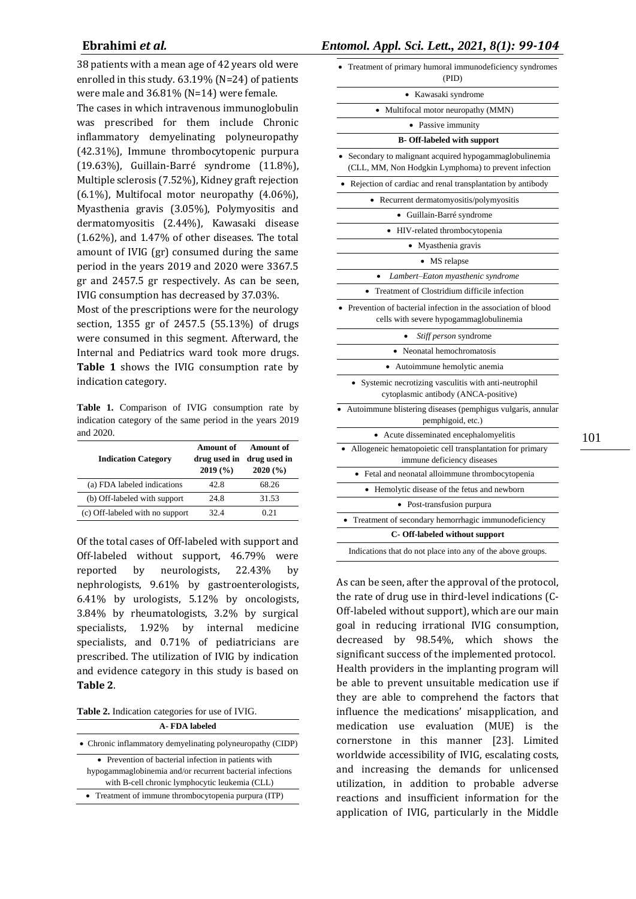38 patients with a mean age of 42 years old were enrolled in this study. 63.19% (N=24) of patients were male and 36.81% (N=14) were female.

The cases in which intravenous immunoglobulin was prescribed for them include Chronic inflammatory demyelinating polyneuropathy (42.31%), Immune thrombocytopenic purpura (19.63%), Guillain-Barré syndrome (11.8%), Multiple sclerosis (7.52%), Kidney graft rejection (6.1%), Multifocal motor neuropathy (4.06%), Myasthenia gravis (3.05%), Polymyositis and dermatomyositis (2.44%), Kawasaki disease (1.62%), and 1.47% of other diseases. The total amount of IVIG (gr) consumed during the same period in the years 2019 and 2020 were 3367.5 gr and 2457.5 gr respectively. As can be seen, IVIG consumption has decreased by 37.03%.

Most of the prescriptions were for the neurology section, 1355 gr of 2457.5 (55.13%) of drugs were consumed in this segment. Afterward, the Internal and Pediatrics ward took more drugs. **Table 1** shows the IVIG consumption rate by indication category.

**Table 1.** Comparison of IVIG consumption rate by indication category of the same period in the years 2019 and 2020.

| Indication Category | Amount of drug used in 2019 (%) | Amount of drug used in 2020 (%) |
|---|---|---|
| (a) FDA labeled indications | 42.8 | 68.26 |
| (b) Off-labeled with support | 24.8 | 31.53 |
| (c) Off-labeled with no support | 32.4 | 0.21 |

Of the total cases of Off-labeled with support and Off-labeled without support, 46.79% were reported by neurologists, 22.43% by nephrologists, 9.61% by gastroenterologists, 6.41% by urologists, 5.12% by oncologists, 3.84% by rheumatologists, 3.2% by surgical specialists, 1.92% by internal medicine specialists, and 0.71% of pediatricians are prescribed. The utilization of IVIG by indication and evidence category in this study is based on **Table 2**.

**Table 2.** Indication categories for use of IVIG.

| **A- FDA labeled** |
|---|
| • Chronic inflammatory demyelinating polyneuropathy (CIDP) |
| • Prevention of bacterial infection in patients with hypogammaglobinemia and/or recurrent bacterial infections with B-cell chronic lymphocytic leukemia (CLL) |
| • Treatment of immune thrombocytopenia purpura (ITP) |
| • Treatment of primary humoral immunodeficiency syndromes (PID) |
| • Kawasaki syndrome |
| • Multifocal motor neuropathy (MMN) |
| • Passive immunity |
| **B- Off-labeled with support** |
| • Secondary to malignant acquired hypogammaglobulinemia (CLL, MM, Non Hodgkin Lymphoma) to prevent infection |
| • Rejection of cardiac and renal transplantation by antibody |
| • Recurrent dermatomyositis/polymyositis |
| • Guillain-Barré syndrome |
| • HIV-related thrombocytopenia |
| • Myasthenia gravis |
| • MS relapse |
| • *Lambert–Eaton myasthenic syndrome* |
| • Treatment of Clostridium difficile infection |
| • Prevention of bacterial infection in the association of blood cells with severe hypogammaglobulinemia |
| • *Stiff person* syndrome |
| • Neonatal hemochromatosis |
| • Autoimmune hemolytic anemia |
| • Systemic necrotizing vasculitis with anti-neutrophil cytoplasmic antibody (ANCA-positive) |
| • Autoimmune blistering diseases (pemphigus vulgaris, annular pemphigoid, etc.) |
| • Acute disseminated encephalomyelitis |
| • Allogeneic hematopoietic cell transplantation for primary immune deficiency diseases |
| • Fetal and neonatal alloimmune thrombocytopenia |
| • Hemolytic disease of the fetus and newborn |
| • Post-transfusion purpura |
| • Treatment of secondary hemorrhagic immunodeficiency |
| **C- Off-labeled without support** |
| Indications that do not place into any of the above groups. |

As can be seen, after the approval of the protocol, the rate of drug use in third-level indications (C-Off-labeled without support), which are our main goal in reducing irrational IVIG consumption, decreased by 98.54%, which shows the significant success of the implemented protocol.

Health providers in the implanting program will be able to prevent unsuitable medication use if they are able to comprehend the factors that influence the medications' misapplication, and medication use evaluation (MUE) is the cornerstone in this manner [23]. Limited worldwide accessibility of IVIG, escalating costs, and increasing the demands for unlicensed utilization, in addition to probable adverse reactions and insufficient information for the application of IVIG, particularly in the Middle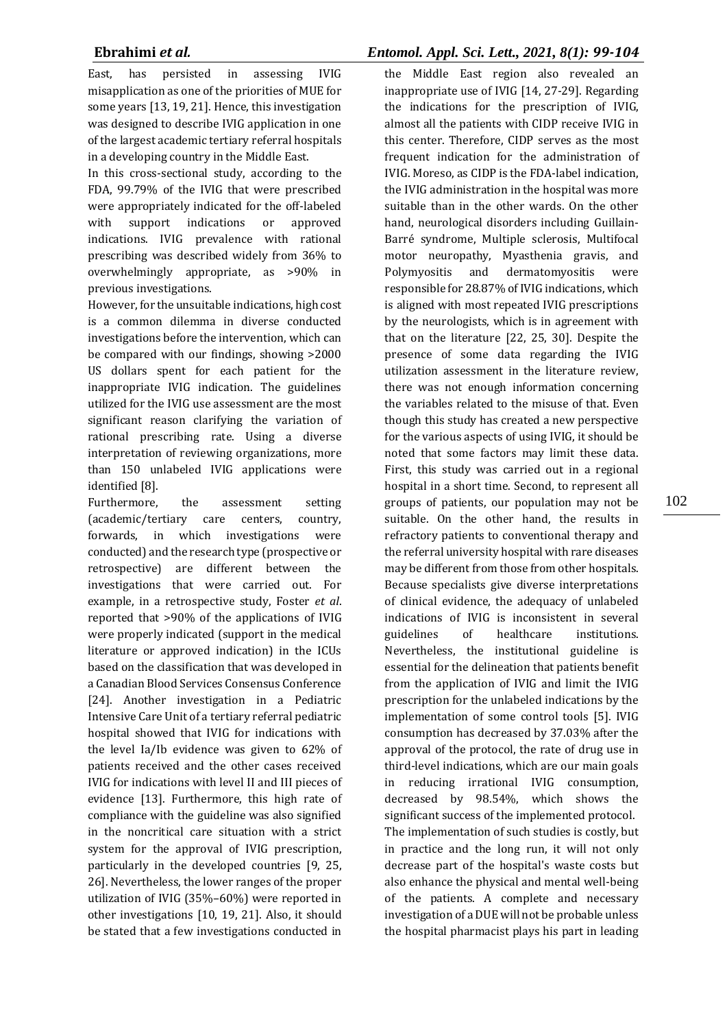East, has persisted in assessing IVIG misapplication as one of the priorities of MUE for some years [13, 19, 21]. Hence, this investigation was designed to describe IVIG application in one of the largest academic tertiary referral hospitals in a developing country in the Middle East.

In this cross-sectional study, according to the FDA, 99.79% of the IVIG that were prescribed were appropriately indicated for the off-labeled with support indications or approved indications. IVIG prevalence with rational prescribing was described widely from 36% to overwhelmingly appropriate, as >90% in previous investigations.

However, for the unsuitable indications, high cost is a common dilemma in diverse conducted investigations before the intervention, which can be compared with our findings, showing >2000 US dollars spent for each patient for the inappropriate IVIG indication. The guidelines utilized for the IVIG use assessment are the most significant reason clarifying the variation of rational prescribing rate. Using a diverse interpretation of reviewing organizations, more than 150 unlabeled IVIG applications were identified [8].

Furthermore, the assessment setting (academic/tertiary care centers, country, forwards, in which investigations were conducted) and the research type (prospective or retrospective) are different between the investigations that were carried out. For example, in a retrospective study, Foster *et al*. reported that >90% of the applications of IVIG were properly indicated (support in the medical literature or approved indication) in the ICUs based on the classification that was developed in a Canadian Blood Services Consensus Conference [24]. Another investigation in a Pediatric Intensive Care Unit of a tertiary referral pediatric hospital showed that IVIG for indications with the level Ia/Ib evidence was given to 62% of patients received and the other cases received IVIG for indications with level II and III pieces of evidence [13]. Furthermore, this high rate of compliance with the guideline was also signified in the noncritical care situation with a strict system for the approval of IVIG prescription, particularly in the developed countries [9, 25, 26]. Nevertheless, the lower ranges of the proper utilization of IVIG (35%–60%) were reported in other investigations [10, 19, 21]. Also, it should be stated that a few investigations conducted in the Middle East region also revealed an inappropriate use of IVIG [14, 27-29]. Regarding the indications for the prescription of IVIG, almost all the patients with CIDP receive IVIG in this center. Therefore, CIDP serves as the most frequent indication for the administration of IVIG. Moreso, as CIDP is the FDA-label indication, the IVIG administration in the hospital was more suitable than in the other wards. On the other hand, neurological disorders including Guillain-Barré syndrome, Multiple sclerosis, Multifocal motor neuropathy, Myasthenia gravis, and Polymyositis and dermatomyositis were responsible for 28.87% of IVIG indications, which is aligned with most repeated IVIG prescriptions by the neurologists, which is in agreement with that on the literature [22, 25, 30]. Despite the presence of some data regarding the IVIG utilization assessment in the literature review, there was not enough information concerning the variables related to the misuse of that. Even though this study has created a new perspective for the various aspects of using IVIG, it should be noted that some factors may limit these data. First, this study was carried out in a regional hospital in a short time. Second, to represent all groups of patients, our population may not be suitable. On the other hand, the results in refractory patients to conventional therapy and the referral university hospital with rare diseases may be different from those from other hospitals. Because specialists give diverse interpretations of clinical evidence, the adequacy of unlabeled indications of IVIG is inconsistent in several guidelines of healthcare institutions. Nevertheless, the institutional guideline is essential for the delineation that patients benefit from the application of IVIG and limit the IVIG prescription for the unlabeled indications by the implementation of some control tools [5]. IVIG consumption has decreased by 37.03% after the approval of the protocol, the rate of drug use in third-level indications, which are our main goals in reducing irrational IVIG consumption, decreased by 98.54%, which shows the significant success of the implemented protocol.

The implementation of such studies is costly, but in practice and the long run, it will not only decrease part of the hospital's waste costs but also enhance the physical and mental well-being of the patients. A complete and necessary investigation of a DUE will not be probable unless the hospital pharmacist plays his part in leading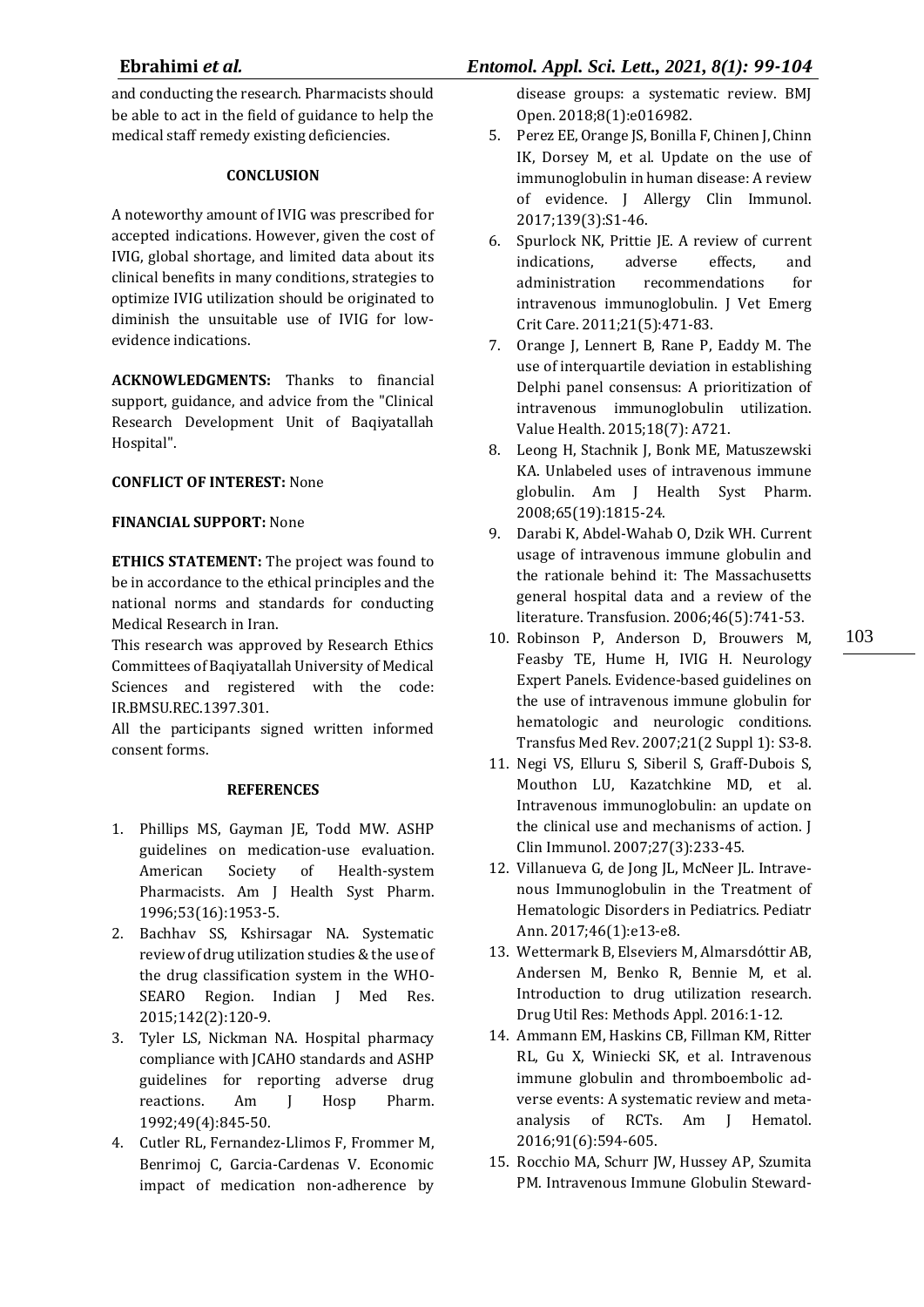and conducting the research. Pharmacists should be able to act in the field of guidance to help the medical staff remedy existing deficiencies.

## CONCLUSION

A noteworthy amount of IVIG was prescribed for accepted indications. However, given the cost of IVIG, global shortage, and limited data about its clinical benefits in many conditions, strategies to optimize IVIG utilization should be originated to diminish the unsuitable use of IVIG for low-evidence indications.

**ACKNOWLEDGMENTS:** Thanks to financial support, guidance, and advice from the "Clinical Research Development Unit of Baqiyatallah Hospital".

**CONFLICT OF INTEREST:** None

**FINANCIAL SUPPORT:** None

**ETHICS STATEMENT:** The project was found to be in accordance to the ethical principles and the national norms and standards for conducting Medical Research in Iran.

This research was approved by Research Ethics Committees of Baqiyatallah University of Medical Sciences and registered with the code: IR.BMSU.REC.1397.301.

All the participants signed written informed consent forms.

## REFERENCES

1. Phillips MS, Gayman JE, Todd MW. ASHP guidelines on medication-use evaluation. American Society of Health-system Pharmacists. Am J Health Syst Pharm. 1996;53(16):1953-5.
2. Bachhav SS, Kshirsagar NA. Systematic review of drug utilization studies & the use of the drug classification system in the WHO-SEARO Region. Indian J Med Res. 2015;142(2):120-9.
3. Tyler LS, Nickman NA. Hospital pharmacy compliance with JCAHO standards and ASHP guidelines for reporting adverse drug reactions. Am J Hosp Pharm. 1992;49(4):845-50.
4. Cutler RL, Fernandez-Llimos F, Frommer M, Benrimoj C, Garcia-Cardenas V. Economic impact of medication non-adherence by disease groups: a systematic review. BMJ Open. 2018;8(1):e016982.
5. Perez EE, Orange JS, Bonilla F, Chinen J, Chinn IK, Dorsey M, et al. Update on the use of immunoglobulin in human disease: A review of evidence. J Allergy Clin Immunol. 2017;139(3):S1-46.
6. Spurlock NK, Prittie JE. A review of current indications, adverse effects, and administration recommendations for intravenous immunoglobulin. J Vet Emerg Crit Care. 2011;21(5):471-83.
7. Orange J, Lennert B, Rane P, Eaddy M. The use of interquartile deviation in establishing Delphi panel consensus: A prioritization of intravenous immunoglobulin utilization. Value Health. 2015;18(7): A721.
8. Leong H, Stachnik J, Bonk ME, Matuszewski KA. Unlabeled uses of intravenous immune globulin. Am J Health Syst Pharm. 2008;65(19):1815-24.
9. Darabi K, Abdel-Wahab O, Dzik WH. Current usage of intravenous immune globulin and the rationale behind it: The Massachusetts general hospital data and a review of the literature. Transfusion. 2006;46(5):741-53.
10. Robinson P, Anderson D, Brouwers M, Feasby TE, Hume H, IVIG H. Neurology Expert Panels. Evidence-based guidelines on the use of intravenous immune globulin for hematologic and neurologic conditions. Transfus Med Rev. 2007;21(2 Suppl 1): S3-8.
11. Negi VS, Elluru S, Siberil S, Graff-Dubois S, Mouthon LU, Kazatchkine MD, et al. Intravenous immunoglobulin: an update on the clinical use and mechanisms of action. J Clin Immunol. 2007;27(3):233-45.
12. Villanueva G, de Jong JL, McNeer JL. Intravenous Immunoglobulin in the Treatment of Hematologic Disorders in Pediatrics. Pediatr Ann. 2017;46(1):e13-e8.
13. Wettermark B, Elseviers M, Almarsdóttir AB, Andersen M, Benko R, Bennie M, et al. Introduction to drug utilization research. Drug Util Res: Methods Appl. 2016:1-12.
14. Ammann EM, Haskins CB, Fillman KM, Ritter RL, Gu X, Winiecki SK, et al. Intravenous immune globulin and thromboembolic adverse events: A systematic review and meta-analysis of RCTs. Am J Hematol. 2016;91(6):594-605.
15. Rocchio MA, Schurr JW, Hussey AP, Szumita PM. Intravenous Immune Globulin Steward-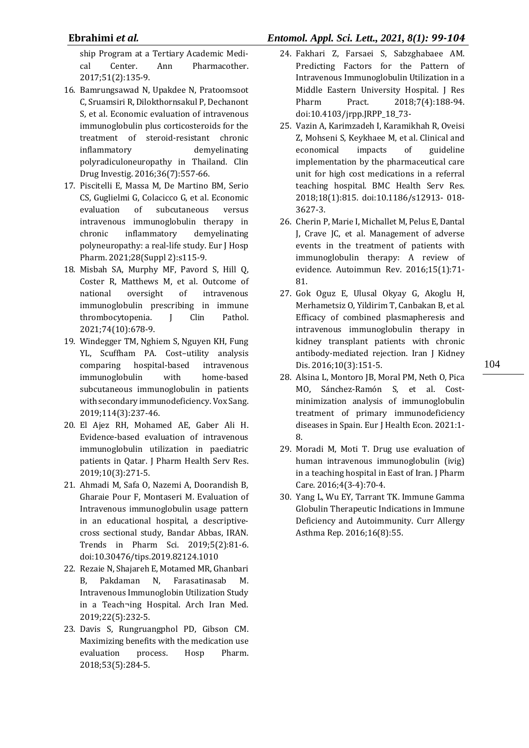ship Program at a Tertiary Academic Medical Center. Ann Pharmacother. 2017;51(2):135-9.

16. Bamrungsawad N, Upakdee N, Pratoomsoot C, Sruamsiri R, Dilokthornsakul P, Dechanont S, et al. Economic evaluation of intravenous immunoglobulin plus corticosteroids for the treatment of steroid-resistant chronic inflammatory demyelinating polyradiculoneuropathy in Thailand. Clin Drug Investig. 2016;36(7):557-66.
17. Piscitelli E, Massa M, De Martino BM, Serio CS, Guglielmi G, Colacicco G, et al. Economic evaluation of subcutaneous versus intravenous immunoglobulin therapy in chronic inflammatory demyelinating polyneuropathy: a real-life study. Eur J Hosp Pharm. 2021;28(Suppl 2):s115-9.
18. Misbah SA, Murphy MF, Pavord S, Hill Q, Coster R, Matthews M, et al. Outcome of national oversight of intravenous immunoglobulin prescribing in immune thrombocytopenia. J Clin Pathol. 2021;74(10):678-9.
19. Windegger TM, Nghiem S, Nguyen KH, Fung YL, Scuffham PA. Cost–utility analysis comparing hospital-based intravenous immunoglobulin with home-based subcutaneous immunoglobulin in patients with secondary immunodeficiency. Vox Sang. 2019;114(3):237-46.
20. El Ajez RH, Mohamed AE, Gaber Ali H. Evidence-based evaluation of intravenous immunoglobulin utilization in paediatric patients in Qatar. J Pharm Health Serv Res. 2019;10(3):271-5.
21. Ahmadi M, Safa O, Nazemi A, Doorandish B, Gharaie Pour F, Montaseri M. Evaluation of Intravenous immunoglobulin usage pattern in an educational hospital, a descriptive-cross sectional study, Bandar Abbas, IRAN. Trends in Pharm Sci. 2019;5(2):81-6. doi:10.30476/tips.2019.82124.1010
22. Rezaie N, Shajareh E, Motamed MR, Ghanbari B, Pakdaman N, Farasatinasab M. Intravenous Immunoglobin Utilization Study in a Teach¬ing Hospital. Arch Iran Med. 2019;22(5):232-5.
23. Davis S, Rungruangphol PD, Gibson CM. Maximizing benefits with the medication use evaluation process. Hosp Pharm. 2018;53(5):284-5.
24. Fakhari Z, Farsaei S, Sabzghabaee AM. Predicting Factors for the Pattern of Intravenous Immunoglobulin Utilization in a Middle Eastern University Hospital. J Res Pharm Pract. 2018;7(4):188-94. doi:10.4103/jrpp.JRPP_18_73-
25. Vazin A, Karimzadeh I, Karamikhah R, Oveisi Z, Mohseni S, Keykhaee M, et al. Clinical and economical impacts of guideline implementation by the pharmaceutical care unit for high cost medications in a referral teaching hospital. BMC Health Serv Res. 2018;18(1):815. doi:10.1186/s12913- 018-3627-3.
26. Cherin P, Marie I, Michallet M, Pelus E, Dantal J, Crave JC, et al. Management of adverse events in the treatment of patients with immunoglobulin therapy: A review of evidence. Autoimmun Rev. 2016;15(1):71-81.
27. Gok Oguz E, Ulusal Okyay G, Akoglu H, Merhametsiz O, Yildirim T, Canbakan B, et al. Efficacy of combined plasmapheresis and intravenous immunoglobulin therapy in kidney transplant patients with chronic antibody-mediated rejection. Iran J Kidney Dis. 2016;10(3):151-5.
28. Alsina L, Montoro JB, Moral PM, Neth O, Pica MO, Sánchez-Ramón S, et al. Cost-minimization analysis of immunoglobulin treatment of primary immunodeficiency diseases in Spain. Eur J Health Econ. 2021:1-8.
29. Moradi M, Moti T. Drug use evaluation of human intravenous immunoglobulin (ivig) in a teaching hospital in East of Iran. J Pharm Care. 2016;4(3-4):70-4.
30. Yang L, Wu EY, Tarrant TK. Immune Gamma Globulin Therapeutic Indications in Immune Deficiency and Autoimmunity. Curr Allergy Asthma Rep. 2016;16(8):55.